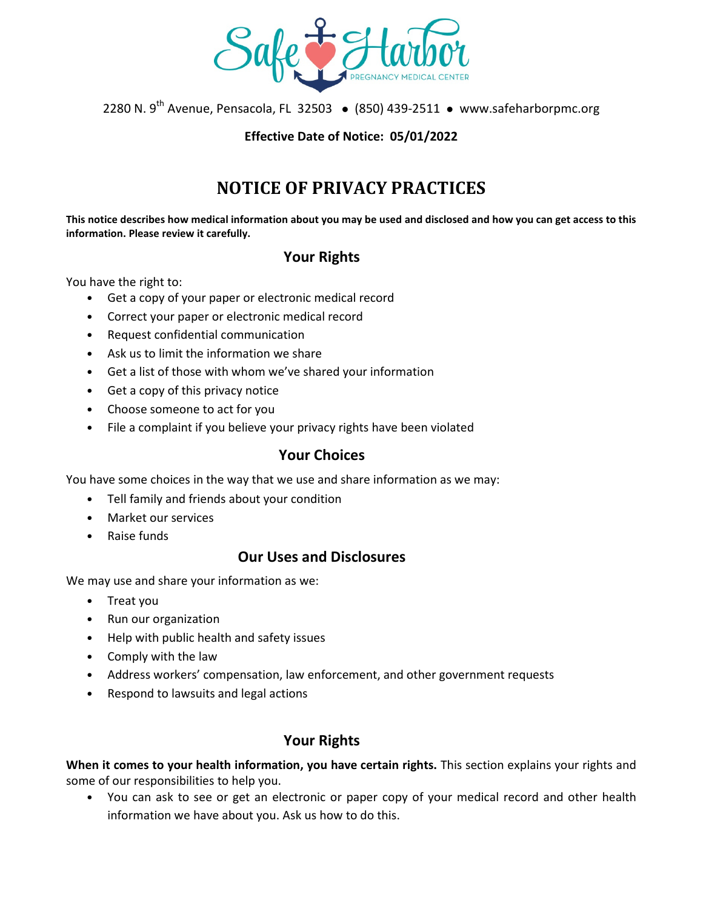Safe Harbor Pregnancy Medical Center

2280 N. 9th Avenue, Pensacola, FL 32503 • (850) 439-2511 • www.safeharborpmc.org

**Effective Date of Notice: 05/01/2022**

# NOTICE OF PRIVACY PRACTICES

**This notice describes how medical information about you may be used and disclosed and how you can get access to this information. Please review it carefully.**

## Your Rights

You have the right to:

- Get a copy of your paper or electronic medical record
- Correct your paper or electronic medical record
- Request confidential communication
- Ask us to limit the information we share
- Get a list of those with whom we've shared your information
- Get a copy of this privacy notice
- Choose someone to act for you
- File a complaint if you believe your privacy rights have been violated

## Your Choices

You have some choices in the way that we use and share information as we may:

- Tell family and friends about your condition
- Market our services
- Raise funds

## Our Uses and Disclosures

We may use and share your information as we:

- Treat you
- Run our organization
- Help with public health and safety issues
- Comply with the law
- Address workers' compensation, law enforcement, and other government requests
- Respond to lawsuits and legal actions

## Your Rights

**When it comes to your health information, you have certain rights.** This section explains your rights and some of our responsibilities to help you.

- You can ask to see or get an electronic or paper copy of your medical record and other health information we have about you. Ask us how to do this.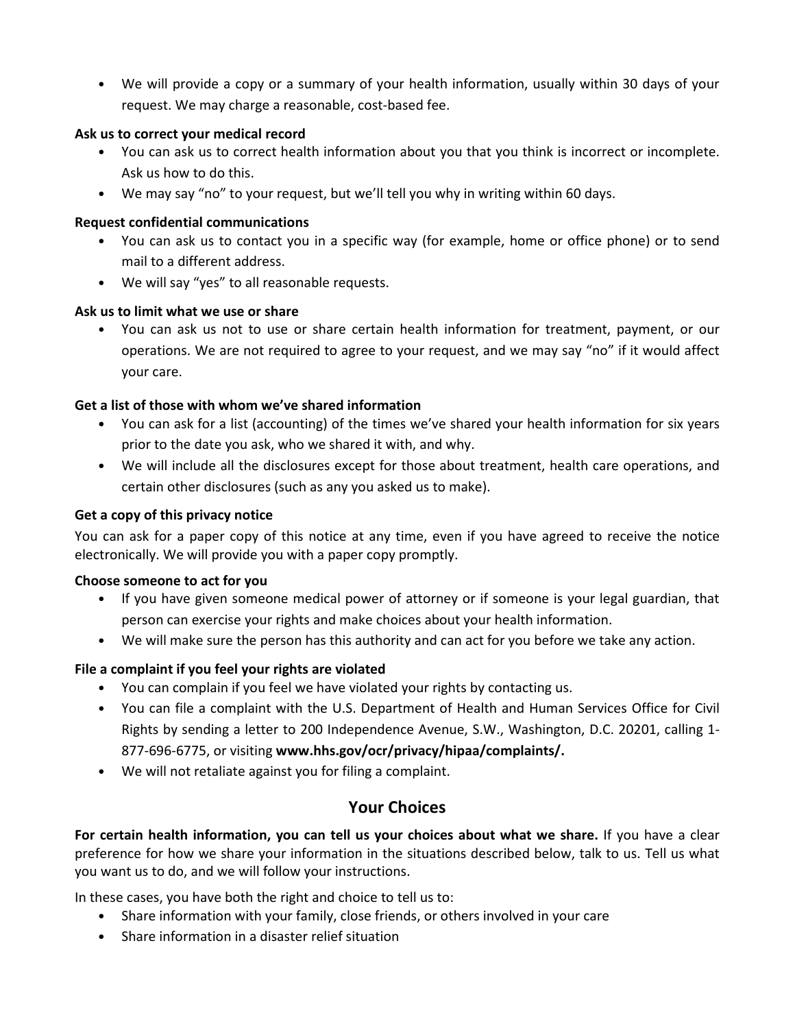- We will provide a copy or a summary of your health information, usually within 30 days of your request. We may charge a reasonable, cost-based fee.

**Ask us to correct your medical record**

- You can ask us to correct health information about you that you think is incorrect or incomplete. Ask us how to do this.
- We may say "no" to your request, but we'll tell you why in writing within 60 days.

**Request confidential communications**

- You can ask us to contact you in a specific way (for example, home or office phone) or to send mail to a different address.
- We will say "yes" to all reasonable requests.

**Ask us to limit what we use or share**

- You can ask us not to use or share certain health information for treatment, payment, or our operations. We are not required to agree to your request, and we may say "no" if it would affect your care.

**Get a list of those with whom we've shared information**

- You can ask for a list (accounting) of the times we've shared your health information for six years prior to the date you ask, who we shared it with, and why.
- We will include all the disclosures except for those about treatment, health care operations, and certain other disclosures (such as any you asked us to make).

**Get a copy of this privacy notice**

You can ask for a paper copy of this notice at any time, even if you have agreed to receive the notice electronically. We will provide you with a paper copy promptly.

**Choose someone to act for you**

- If you have given someone medical power of attorney or if someone is your legal guardian, that person can exercise your rights and make choices about your health information.
- We will make sure the person has this authority and can act for you before we take any action.

**File a complaint if you feel your rights are violated**

- You can complain if you feel we have violated your rights by contacting us.
- You can file a complaint with the U.S. Department of Health and Human Services Office for Civil Rights by sending a letter to 200 Independence Avenue, S.W., Washington, D.C. 20201, calling 1-877-696-6775, or visiting **www.hhs.gov/ocr/privacy/hipaa/complaints/.**
- We will not retaliate against you for filing a complaint.

## Your Choices

**For certain health information, you can tell us your choices about what we share.** If you have a clear preference for how we share your information in the situations described below, talk to us. Tell us what you want us to do, and we will follow your instructions.

In these cases, you have both the right and choice to tell us to:

- Share information with your family, close friends, or others involved in your care
- Share information in a disaster relief situation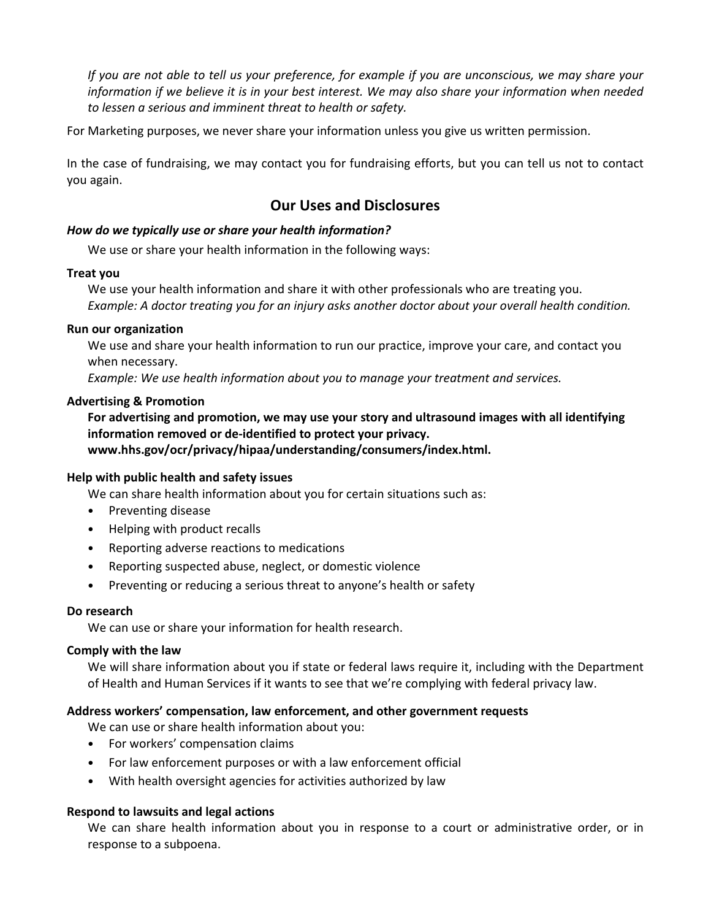*If you are not able to tell us your preference, for example if you are unconscious, we may share your information if we believe it is in your best interest. We may also share your information when needed to lessen a serious and imminent threat to health or safety.*

For Marketing purposes, we never share your information unless you give us written permission.

In the case of fundraising, we may contact you for fundraising efforts, but you can tell us not to contact you again.

## Our Uses and Disclosures

***How do we typically use or share your health information?***

We use or share your health information in the following ways:

**Treat you**

We use your health information and share it with other professionals who are treating you.
*Example: A doctor treating you for an injury asks another doctor about your overall health condition.*

**Run our organization**

We use and share your health information to run our practice, improve your care, and contact you when necessary.
*Example: We use health information about you to manage your treatment and services.*

**Advertising & Promotion**

**For advertising and promotion, we may use your story and ultrasound images with all identifying information removed or de-identified to protect your privacy.**
**www.hhs.gov/ocr/privacy/hipaa/understanding/consumers/index.html.**

**Help with public health and safety issues**

We can share health information about you for certain situations such as:

- Preventing disease
- Helping with product recalls
- Reporting adverse reactions to medications
- Reporting suspected abuse, neglect, or domestic violence
- Preventing or reducing a serious threat to anyone's health or safety

**Do research**

We can use or share your information for health research.

**Comply with the law**

We will share information about you if state or federal laws require it, including with the Department of Health and Human Services if it wants to see that we're complying with federal privacy law.

**Address workers' compensation, law enforcement, and other government requests**

We can use or share health information about you:

- For workers' compensation claims
- For law enforcement purposes or with a law enforcement official
- With health oversight agencies for activities authorized by law

**Respond to lawsuits and legal actions**

We can share health information about you in response to a court or administrative order, or in response to a subpoena.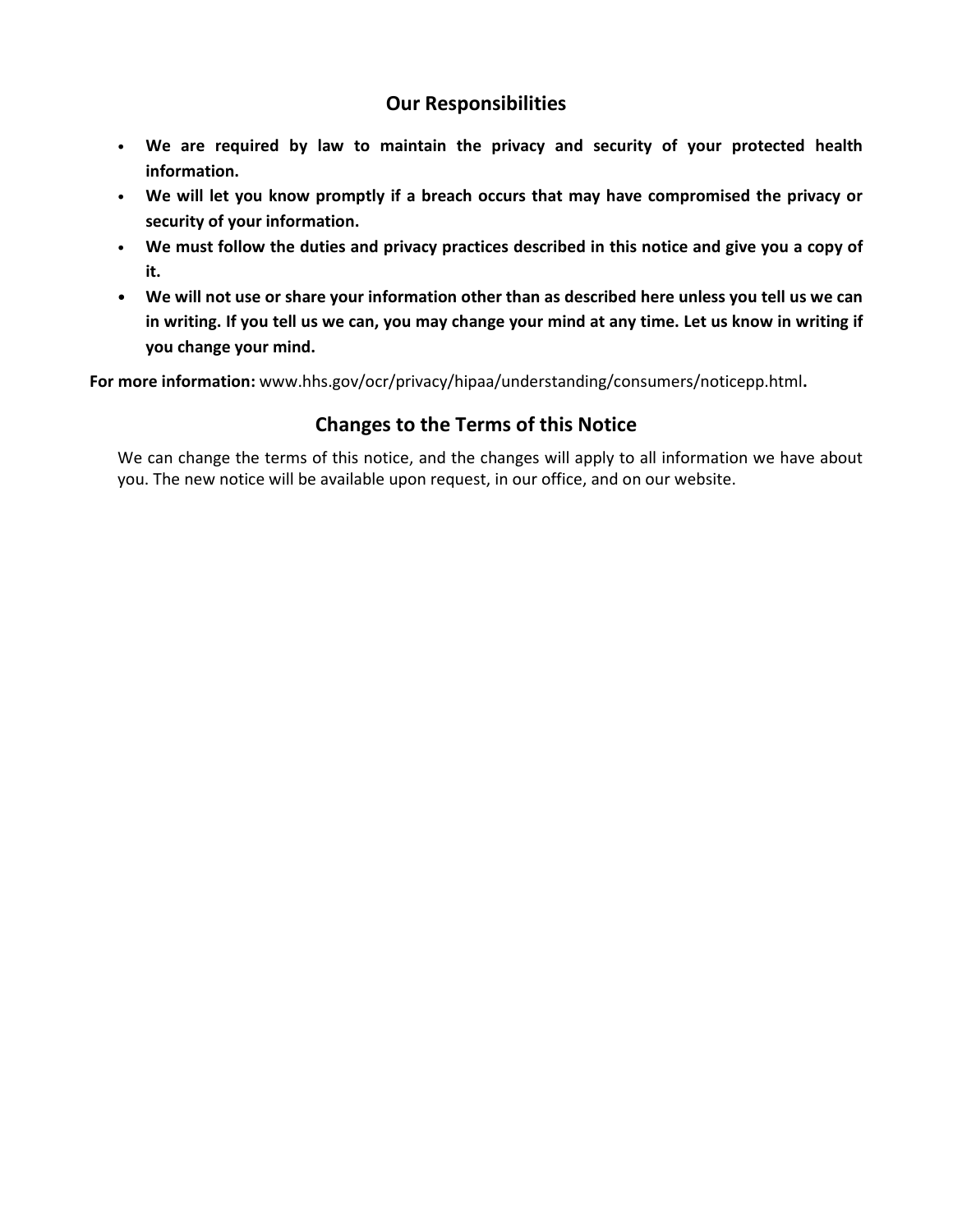## Our Responsibilities

- **We are required by law to maintain the privacy and security of your protected health information.**
- **We will let you know promptly if a breach occurs that may have compromised the privacy or security of your information.**
- **We must follow the duties and privacy practices described in this notice and give you a copy of it.**
- **We will not use or share your information other than as described here unless you tell us we can in writing. If you tell us we can, you may change your mind at any time. Let us know in writing if you change your mind.**

**For more information:** www.hhs.gov/ocr/privacy/hipaa/understanding/consumers/noticepp.html**.**

## Changes to the Terms of this Notice

We can change the terms of this notice, and the changes will apply to all information we have about you. The new notice will be available upon request, in our office, and on our website.